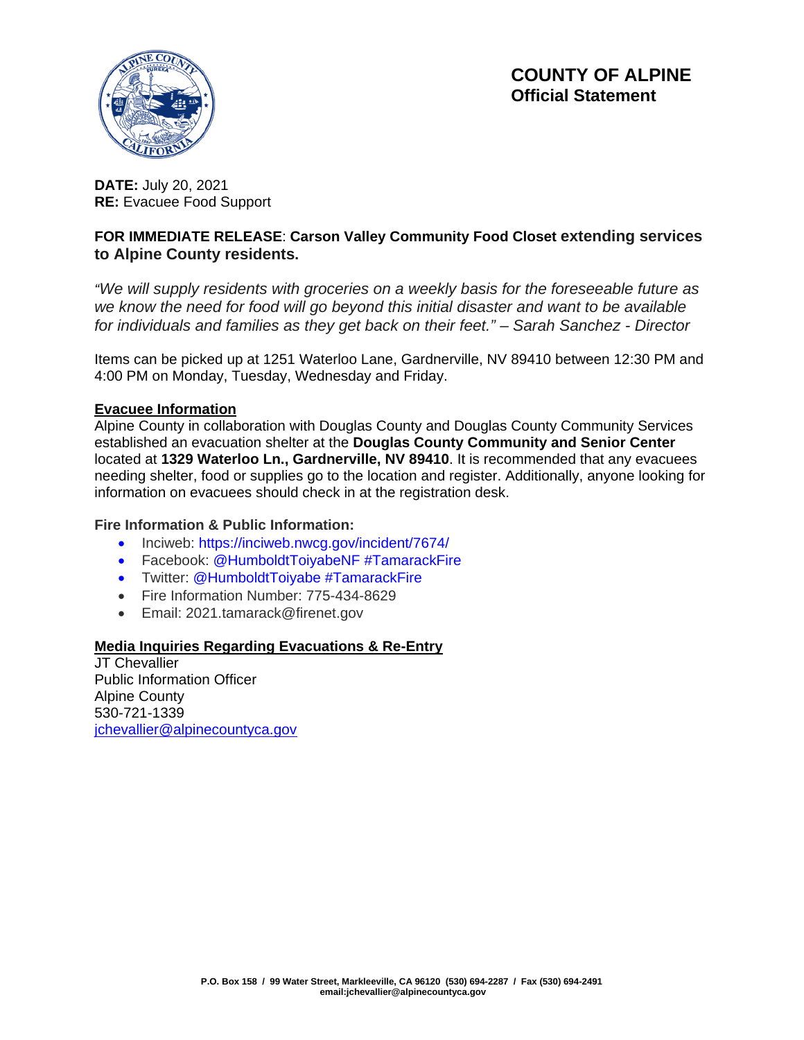# COUNTY OF ALPINE
## Official Statement

**DATE:** July 20, 2021
**RE:** Evacuee Food Support

**FOR IMMEDIATE RELEASE**: **Carson Valley Community Food Closet extending services to Alpine County residents.**

*"We will supply residents with groceries on a weekly basis for the foreseeable future as we know the need for food will go beyond this initial disaster and want to be available for individuals and families as they get back on their feet." – Sarah Sanchez - Director*

Items can be picked up at 1251 Waterloo Lane, Gardnerville, NV 89410 between 12:30 PM and 4:00 PM on Monday, Tuesday, Wednesday and Friday.

**Evacuee Information**

Alpine County in collaboration with Douglas County and Douglas County Community Services established an evacuation shelter at the **Douglas County Community and Senior Center** located at **1329 Waterloo Ln., Gardnerville, NV 89410**. It is recommended that any evacuees needing shelter, food or supplies go to the location and register. Additionally, anyone looking for information on evacuees should check in at the registration desk.

**Fire Information & Public Information:**

- Inciweb: https://inciweb.nwcg.gov/incident/7674/
- Facebook: @HumboldtToiyabeNF #TamarackFire
- Twitter: @HumboldtToiyabe #TamarackFire
- Fire Information Number: 775-434-8629
- Email: 2021.tamarack@firenet.gov

**Media Inquiries Regarding Evacuations & Re-Entry**

JT Chevallier
Public Information Officer
Alpine County
530-721-1339
jchevallier@alpinecountyca.gov

**P.O. Box 158 / 99 Water Street, Markleeville, CA 96120 (530) 694-2287 / Fax (530) 694-2491**
**email:jchevallier@alpinecountyca.gov**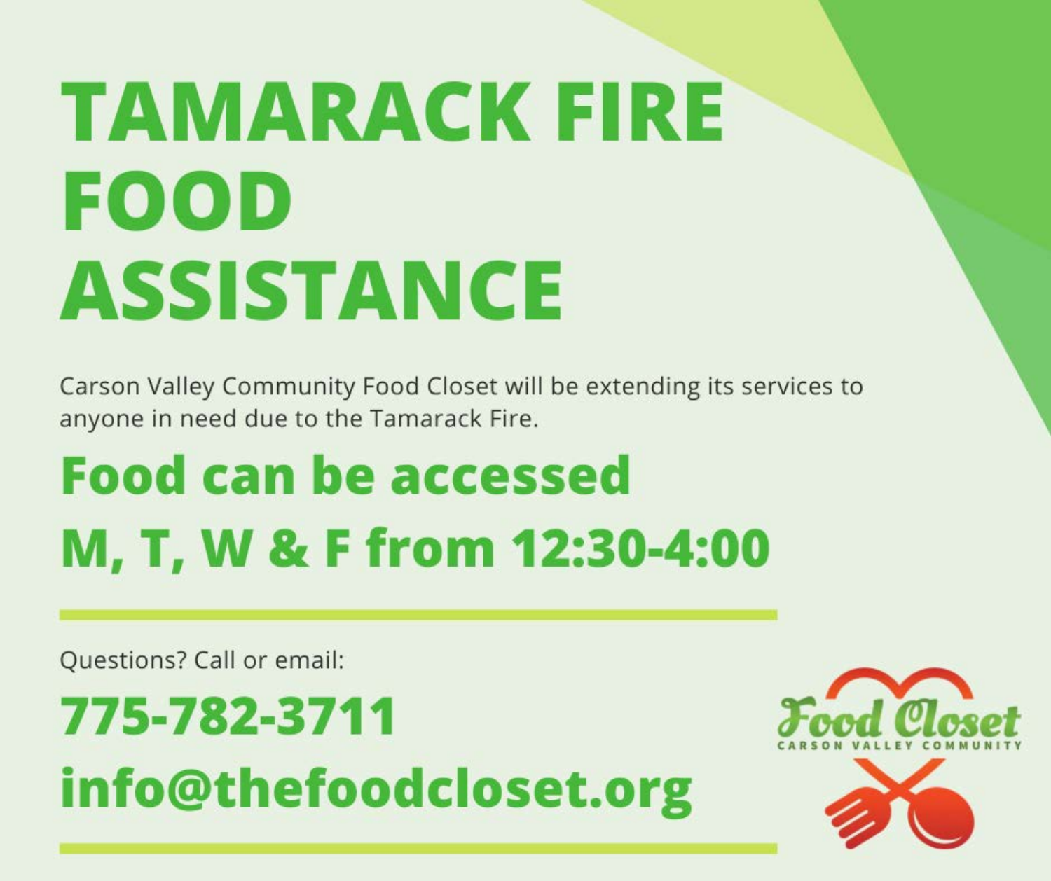# TAMARACK FIRE FOOD ASSISTANCE

Carson Valley Community Food Closet will be extending its services to anyone in need due to the Tamarack Fire.

## Food can be accessed M, T, W & F from 12:30-4:00

Questions? Call or email:

## 775-782-3711

## info@thefoodcloset.org

Food Closet
CARSON VALLEY COMMUNITY